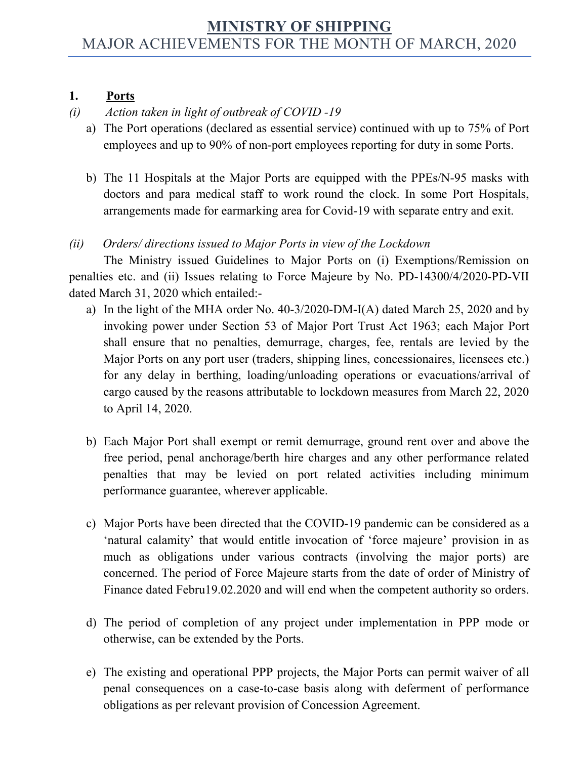# MINISTRY OF SHIPPING

## MAJOR ACHIEVEMENTS FOR THE MONTH OF MARCH, 2020

### 1. Ports

*(i) Action taken in light of outbreak of COVID -19*

a) The Port operations (declared as essential service) continued with up to 75% of Port employees and up to 90% of non-port employees reporting for duty in some Ports.

b) The 11 Hospitals at the Major Ports are equipped with the PPEs/N-95 masks with doctors and para medical staff to work round the clock. In some Port Hospitals, arrangements made for earmarking area for Covid-19 with separate entry and exit.

*(ii) Orders/ directions issued to Major Ports in view of the Lockdown*

The Ministry issued Guidelines to Major Ports on (i) Exemptions/Remission on penalties etc. and (ii) Issues relating to Force Majeure by No. PD-14300/4/2020-PD-VII dated March 31, 2020 which entailed:-

a) In the light of the MHA order No. 40-3/2020-DM-I(A) dated March 25, 2020 and by invoking power under Section 53 of Major Port Trust Act 1963; each Major Port shall ensure that no penalties, demurrage, charges, fee, rentals are levied by the Major Ports on any port user (traders, shipping lines, concessionaires, licensees etc.) for any delay in berthing, loading/unloading operations or evacuations/arrival of cargo caused by the reasons attributable to lockdown measures from March 22, 2020 to April 14, 2020.

b) Each Major Port shall exempt or remit demurrage, ground rent over and above the free period, penal anchorage/berth hire charges and any other performance related penalties that may be levied on port related activities including minimum performance guarantee, wherever applicable.

c) Major Ports have been directed that the COVID-19 pandemic can be considered as a 'natural calamity' that would entitle invocation of 'force majeure' provision in as much as obligations under various contracts (involving the major ports) are concerned. The period of Force Majeure starts from the date of order of Ministry of Finance dated Febru19.02.2020 and will end when the competent authority so orders.

d) The period of completion of any project under implementation in PPP mode or otherwise, can be extended by the Ports.

e) The existing and operational PPP projects, the Major Ports can permit waiver of all penal consequences on a case-to-case basis along with deferment of performance obligations as per relevant provision of Concession Agreement.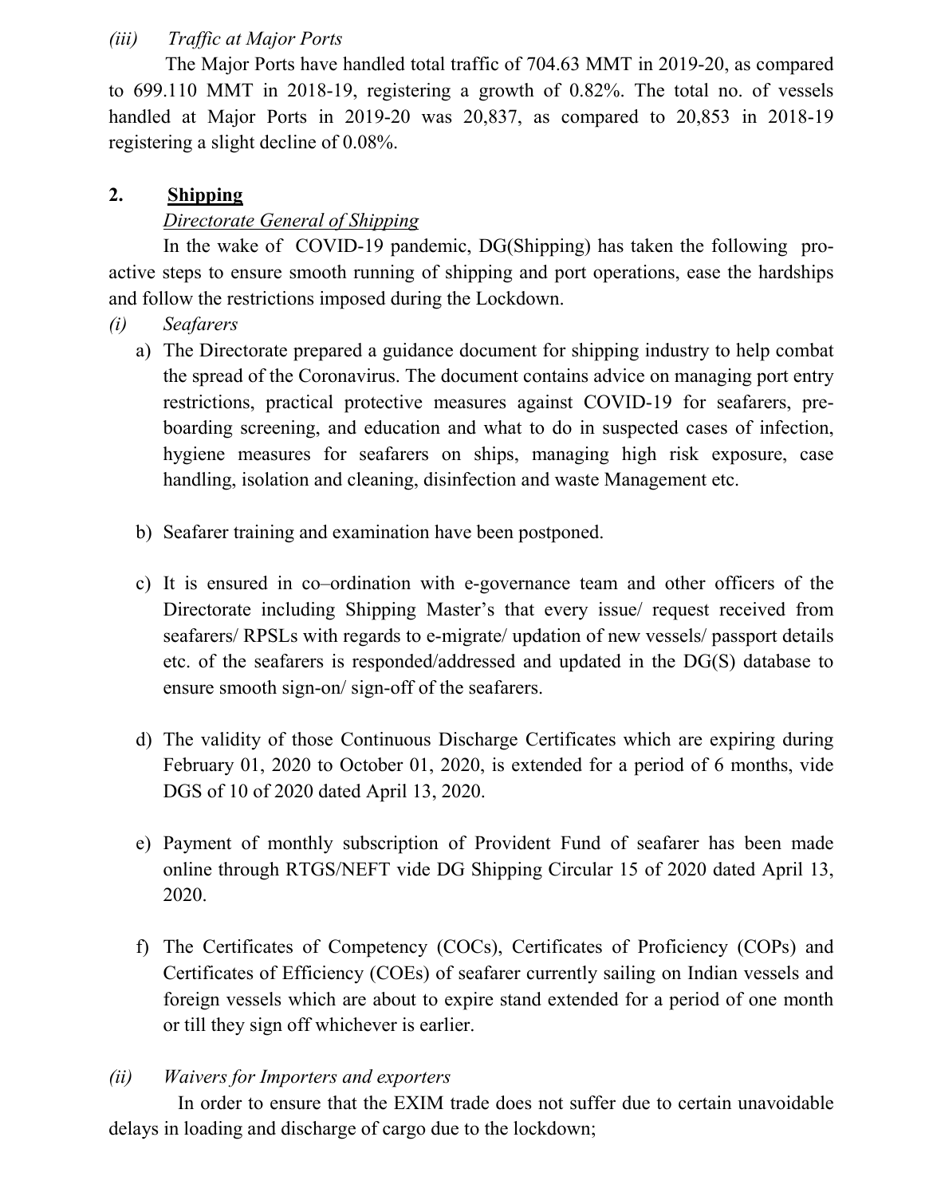*(iii) Traffic at Major Ports*

The Major Ports have handled total traffic of 704.63 MMT in 2019-20, as compared to 699.110 MMT in 2018-19, registering a growth of 0.82%. The total no. of vessels handled at Major Ports in 2019-20 was 20,837, as compared to 20,853 in 2018-19 registering a slight decline of 0.08%.

## 2. Shipping

*Directorate General of Shipping*

In the wake of COVID-19 pandemic, DG(Shipping) has taken the following pro-active steps to ensure smooth running of shipping and port operations, ease the hardships and follow the restrictions imposed during the Lockdown.

*(i) Seafarers*

a) The Directorate prepared a guidance document for shipping industry to help combat the spread of the Coronavirus. The document contains advice on managing port entry restrictions, practical protective measures against COVID-19 for seafarers, pre-boarding screening, and education and what to do in suspected cases of infection, hygiene measures for seafarers on ships, managing high risk exposure, case handling, isolation and cleaning, disinfection and waste Management etc.

b) Seafarer training and examination have been postponed.

c) It is ensured in co–ordination with e-governance team and other officers of the Directorate including Shipping Master's that every issue/ request received from seafarers/ RPSLs with regards to e-migrate/ updation of new vessels/ passport details etc. of the seafarers is responded/addressed and updated in the DG(S) database to ensure smooth sign-on/ sign-off of the seafarers.

d) The validity of those Continuous Discharge Certificates which are expiring during February 01, 2020 to October 01, 2020, is extended for a period of 6 months, vide DGS of 10 of 2020 dated April 13, 2020.

e) Payment of monthly subscription of Provident Fund of seafarer has been made online through RTGS/NEFT vide DG Shipping Circular 15 of 2020 dated April 13, 2020.

f) The Certificates of Competency (COCs), Certificates of Proficiency (COPs) and Certificates of Efficiency (COEs) of seafarer currently sailing on Indian vessels and foreign vessels which are about to expire stand extended for a period of one month or till they sign off whichever is earlier.

*(ii) Waivers for Importers and exporters*

In order to ensure that the EXIM trade does not suffer due to certain unavoidable delays in loading and discharge of cargo due to the lockdown;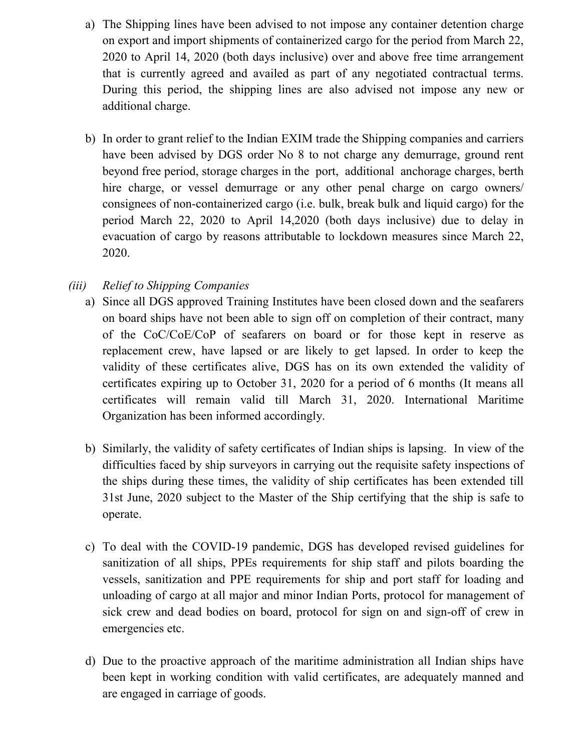a) The Shipping lines have been advised to not impose any container detention charge on export and import shipments of containerized cargo for the period from March 22, 2020 to April 14, 2020 (both days inclusive) over and above free time arrangement that is currently agreed and availed as part of any negotiated contractual terms. During this period, the shipping lines are also advised not impose any new or additional charge.

b) In order to grant relief to the Indian EXIM trade the Shipping companies and carriers have been advised by DGS order No 8 to not charge any demurrage, ground rent beyond free period, storage charges in the port, additional anchorage charges, berth hire charge, or vessel demurrage or any other penal charge on cargo owners/ consignees of non-containerized cargo (i.e. bulk, break bulk and liquid cargo) for the period March 22, 2020 to April 14,2020 (both days inclusive) due to delay in evacuation of cargo by reasons attributable to lockdown measures since March 22, 2020.

*(iii) Relief to Shipping Companies*

a) Since all DGS approved Training Institutes have been closed down and the seafarers on board ships have not been able to sign off on completion of their contract, many of the CoC/CoE/CoP of seafarers on board or for those kept in reserve as replacement crew, have lapsed or are likely to get lapsed. In order to keep the validity of these certificates alive, DGS has on its own extended the validity of certificates expiring up to October 31, 2020 for a period of 6 months (It means all certificates will remain valid till March 31, 2020. International Maritime Organization has been informed accordingly.

b) Similarly, the validity of safety certificates of Indian ships is lapsing. In view of the difficulties faced by ship surveyors in carrying out the requisite safety inspections of the ships during these times, the validity of ship certificates has been extended till 31st June, 2020 subject to the Master of the Ship certifying that the ship is safe to operate.

c) To deal with the COVID-19 pandemic, DGS has developed revised guidelines for sanitization of all ships, PPEs requirements for ship staff and pilots boarding the vessels, sanitization and PPE requirements for ship and port staff for loading and unloading of cargo at all major and minor Indian Ports, protocol for management of sick crew and dead bodies on board, protocol for sign on and sign-off of crew in emergencies etc.

d) Due to the proactive approach of the maritime administration all Indian ships have been kept in working condition with valid certificates, are adequately manned and are engaged in carriage of goods.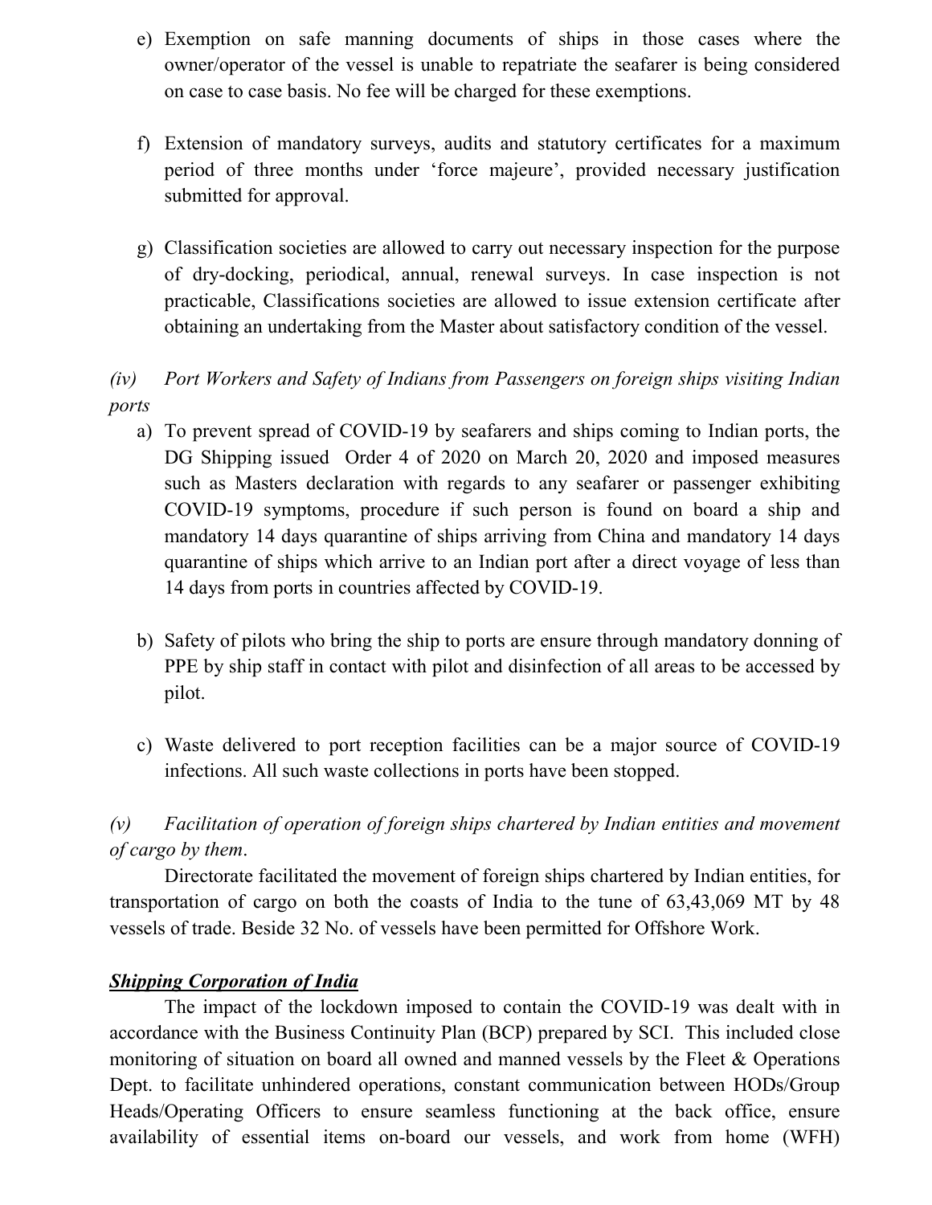e) Exemption on safe manning documents of ships in those cases where the owner/operator of the vessel is unable to repatriate the seafarer is being considered on case to case basis. No fee will be charged for these exemptions.

f) Extension of mandatory surveys, audits and statutory certificates for a maximum period of three months under 'force majeure', provided necessary justification submitted for approval.

g) Classification societies are allowed to carry out necessary inspection for the purpose of dry-docking, periodical, annual, renewal surveys. In case inspection is not practicable, Classifications societies are allowed to issue extension certificate after obtaining an undertaking from the Master about satisfactory condition of the vessel.

*(iv) Port Workers and Safety of Indians from Passengers on foreign ships visiting Indian ports*

a) To prevent spread of COVID-19 by seafarers and ships coming to Indian ports, the DG Shipping issued Order 4 of 2020 on March 20, 2020 and imposed measures such as Masters declaration with regards to any seafarer or passenger exhibiting COVID-19 symptoms, procedure if such person is found on board a ship and mandatory 14 days quarantine of ships arriving from China and mandatory 14 days quarantine of ships which arrive to an Indian port after a direct voyage of less than 14 days from ports in countries affected by COVID-19.

b) Safety of pilots who bring the ship to ports are ensure through mandatory donning of PPE by ship staff in contact with pilot and disinfection of all areas to be accessed by pilot.

c) Waste delivered to port reception facilities can be a major source of COVID-19 infections. All such waste collections in ports have been stopped.

*(v) Facilitation of operation of foreign ships chartered by Indian entities and movement of cargo by them.*

Directorate facilitated the movement of foreign ships chartered by Indian entities, for transportation of cargo on both the coasts of India to the tune of 63,43,069 MT by 48 vessels of trade. Beside 32 No. of vessels have been permitted for Offshore Work.

***Shipping Corporation of India***

The impact of the lockdown imposed to contain the COVID-19 was dealt with in accordance with the Business Continuity Plan (BCP) prepared by SCI. This included close monitoring of situation on board all owned and manned vessels by the Fleet & Operations Dept. to facilitate unhindered operations, constant communication between HODs/Group Heads/Operating Officers to ensure seamless functioning at the back office, ensure availability of essential items on-board our vessels, and work from home (WFH)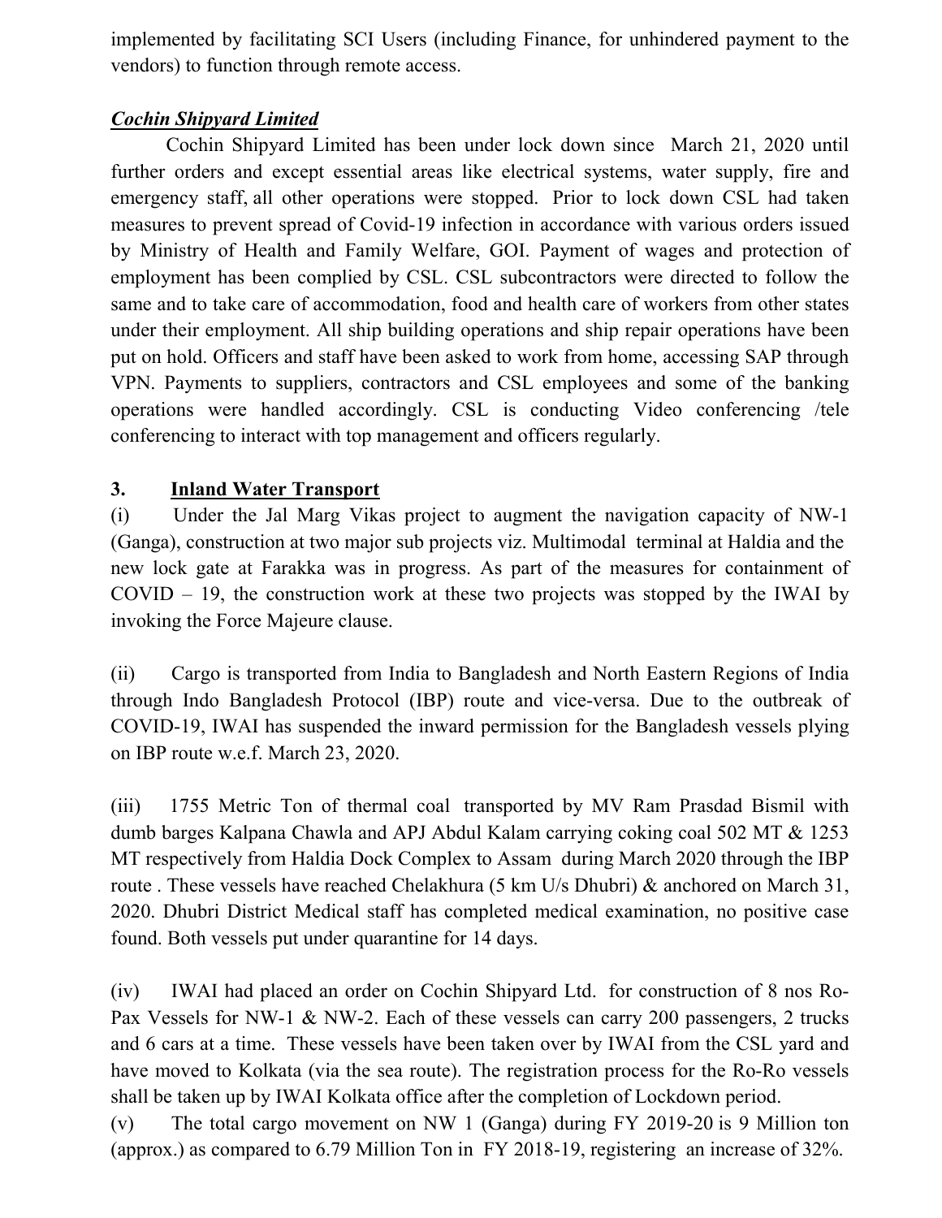implemented by facilitating SCI Users (including Finance, for unhindered payment to the vendors) to function through remote access.

***Cochin Shipyard Limited***

Cochin Shipyard Limited has been under lock down since March 21, 2020 until further orders and except essential areas like electrical systems, water supply, fire and emergency staff, all other operations were stopped. Prior to lock down CSL had taken measures to prevent spread of Covid-19 infection in accordance with various orders issued by Ministry of Health and Family Welfare, GOI. Payment of wages and protection of employment has been complied by CSL. CSL subcontractors were directed to follow the same and to take care of accommodation, food and health care of workers from other states under their employment. All ship building operations and ship repair operations have been put on hold. Officers and staff have been asked to work from home, accessing SAP through VPN. Payments to suppliers, contractors and CSL employees and some of the banking operations were handled accordingly. CSL is conducting Video conferencing /tele conferencing to interact with top management and officers regularly.

## 3. Inland Water Transport

(i) Under the Jal Marg Vikas project to augment the navigation capacity of NW-1 (Ganga), construction at two major sub projects viz. Multimodal terminal at Haldia and the new lock gate at Farakka was in progress. As part of the measures for containment of COVID – 19, the construction work at these two projects was stopped by the IWAI by invoking the Force Majeure clause.

(ii) Cargo is transported from India to Bangladesh and North Eastern Regions of India through Indo Bangladesh Protocol (IBP) route and vice-versa. Due to the outbreak of COVID-19, IWAI has suspended the inward permission for the Bangladesh vessels plying on IBP route w.e.f. March 23, 2020.

(iii) 1755 Metric Ton of thermal coal transported by MV Ram Prasdad Bismil with dumb barges Kalpana Chawla and APJ Abdul Kalam carrying coking coal 502 MT & 1253 MT respectively from Haldia Dock Complex to Assam during March 2020 through the IBP route . These vessels have reached Chelakhura (5 km U/s Dhubri) & anchored on March 31, 2020. Dhubri District Medical staff has completed medical examination, no positive case found. Both vessels put under quarantine for 14 days.

(iv) IWAI had placed an order on Cochin Shipyard Ltd. for construction of 8 nos Ro-Pax Vessels for NW-1 & NW-2. Each of these vessels can carry 200 passengers, 2 trucks and 6 cars at a time. These vessels have been taken over by IWAI from the CSL yard and have moved to Kolkata (via the sea route). The registration process for the Ro-Ro vessels shall be taken up by IWAI Kolkata office after the completion of Lockdown period.

(v) The total cargo movement on NW 1 (Ganga) during FY 2019-20 is 9 Million ton (approx.) as compared to 6.79 Million Ton in FY 2018-19, registering an increase of 32%.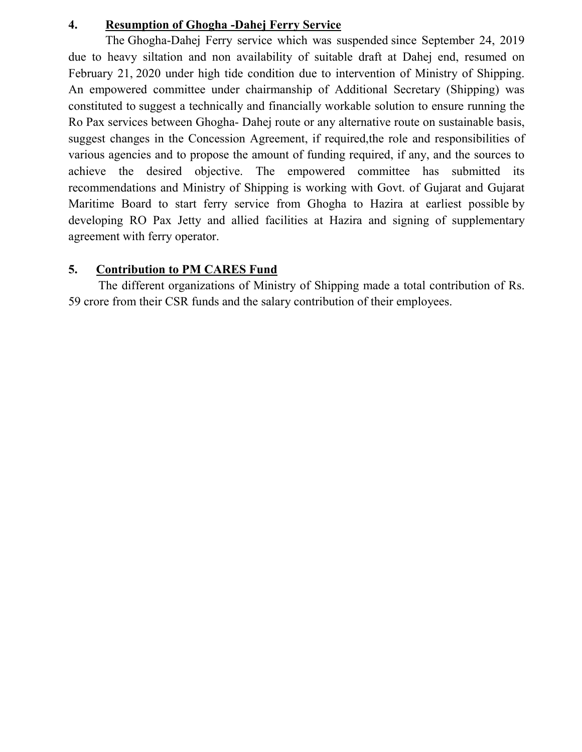## 4. Resumption of Ghogha -Dahej Ferry Service

The Ghogha-Dahej Ferry service which was suspended since September 24, 2019 due to heavy siltation and non availability of suitable draft at Dahej end, resumed on February 21, 2020 under high tide condition due to intervention of Ministry of Shipping. An empowered committee under chairmanship of Additional Secretary (Shipping) was constituted to suggest a technically and financially workable solution to ensure running the Ro Pax services between Ghogha- Dahej route or any alternative route on sustainable basis, suggest changes in the Concession Agreement, if required,the role and responsibilities of various agencies and to propose the amount of funding required, if any, and the sources to achieve the desired objective. The empowered committee has submitted its recommendations and Ministry of Shipping is working with Govt. of Gujarat and Gujarat Maritime Board to start ferry service from Ghogha to Hazira at earliest possible by developing RO Pax Jetty and allied facilities at Hazira and signing of supplementary agreement with ferry operator.

## 5. Contribution to PM CARES Fund

The different organizations of Ministry of Shipping made a total contribution of Rs. 59 crore from their CSR funds and the salary contribution of their employees.